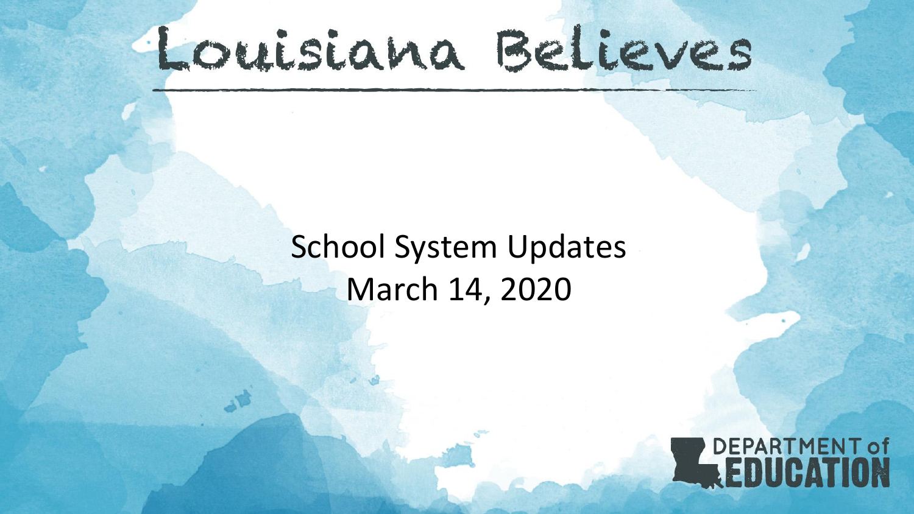# Louisiana Believes

School System Updates
March 14, 2020

DEPARTMENT of EDUCATION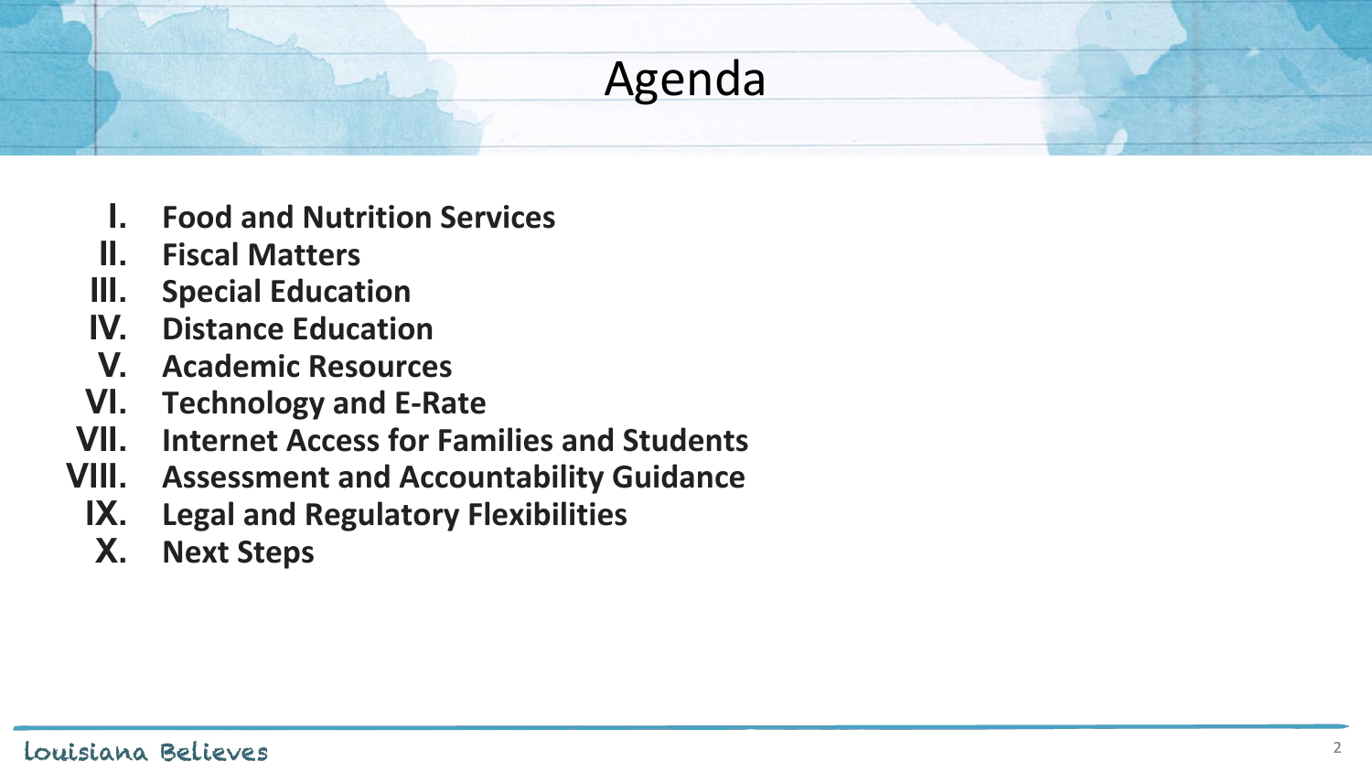# Agenda

I. **Food and Nutrition Services**
II. **Fiscal Matters**
III. **Special Education**
IV. **Distance Education**
V. **Academic Resources**
VI. **Technology and E-Rate**
VII. **Internet Access for Families and Students**
VIII. **Assessment and Accountability Guidance**
IX. **Legal and Regulatory Flexibilities**
X. **Next Steps**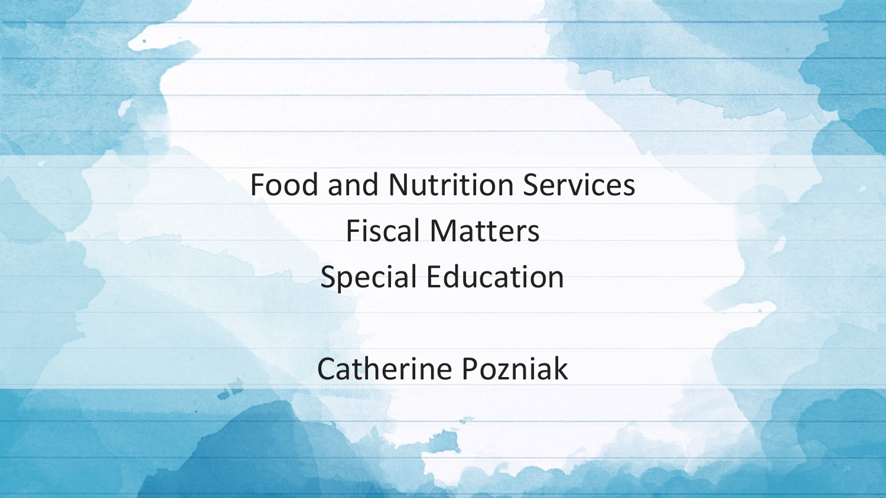Food and Nutrition Services

Fiscal Matters

Special Education

Catherine Pozniak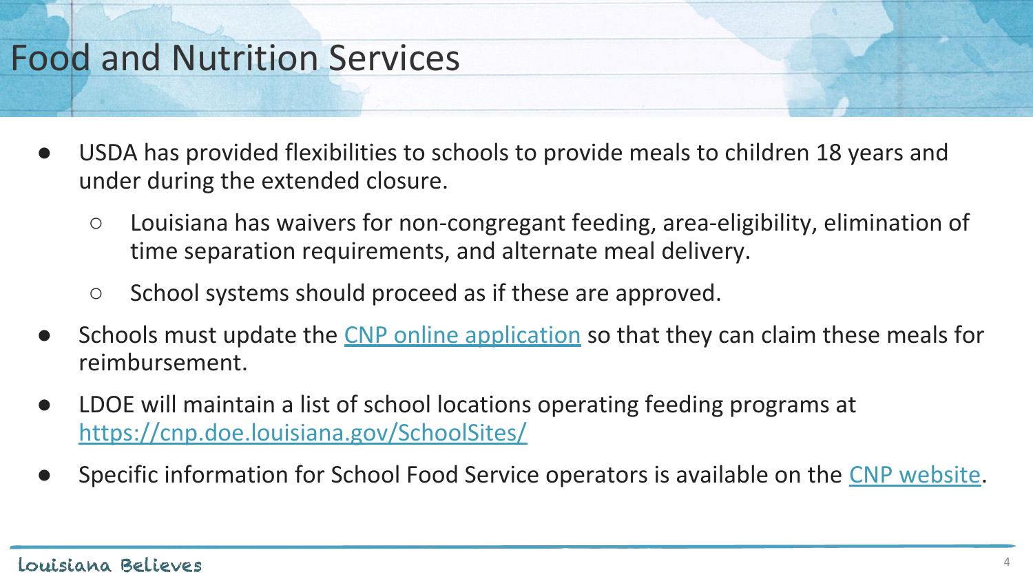# Food and Nutrition Services

- USDA has provided flexibilities to schools to provide meals to children 18 years and under during the extended closure.
  - Louisiana has waivers for non-congregant feeding, area-eligibility, elimination of time separation requirements, and alternate meal delivery.
  - School systems should proceed as if these are approved.
- Schools must update the CNP online application so that they can claim these meals for reimbursement.
- LDOE will maintain a list of school locations operating feeding programs at https://cnp.doe.louisiana.gov/SchoolSites/
- Specific information for School Food Service operators is available on the CNP website.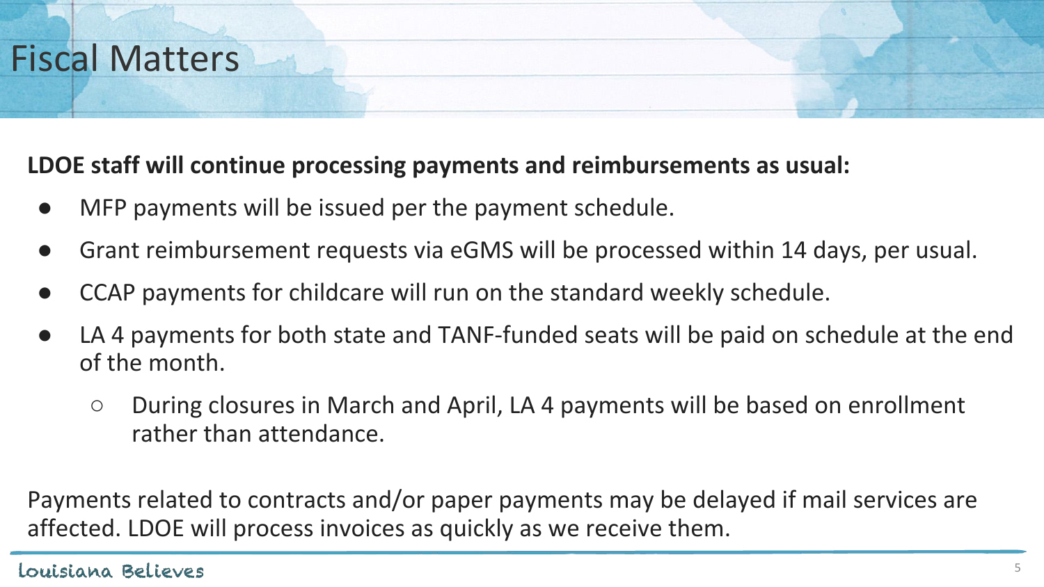# Fiscal Matters

**LDOE staff will continue processing payments and reimbursements as usual:**

- MFP payments will be issued per the payment schedule.
- Grant reimbursement requests via eGMS will be processed within 14 days, per usual.
- CCAP payments for childcare will run on the standard weekly schedule.
- LA 4 payments for both state and TANF-funded seats will be paid on schedule at the end of the month.
  - During closures in March and April, LA 4 payments will be based on enrollment rather than attendance.

Payments related to contracts and/or paper payments may be delayed if mail services are affected. LDOE will process invoices as quickly as we receive them.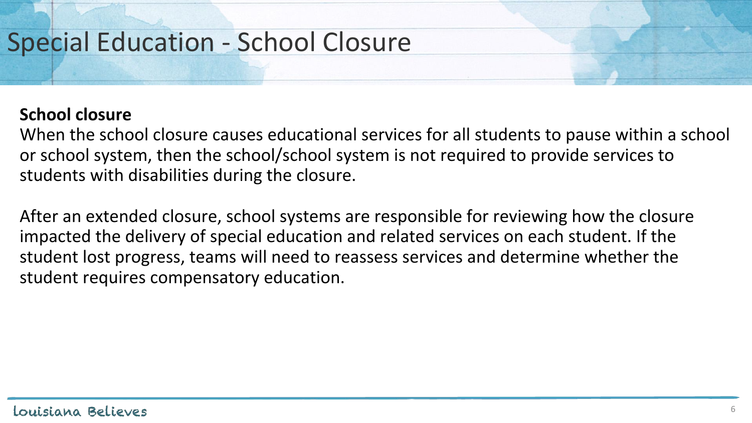# Special Education - School Closure

**School closure**

When the school closure causes educational services for all students to pause within a school or school system, then the school/school system is not required to provide services to students with disabilities during the closure.

After an extended closure, school systems are responsible for reviewing how the closure impacted the delivery of special education and related services on each student. If the student lost progress, teams will need to reassess services and determine whether the student requires compensatory education.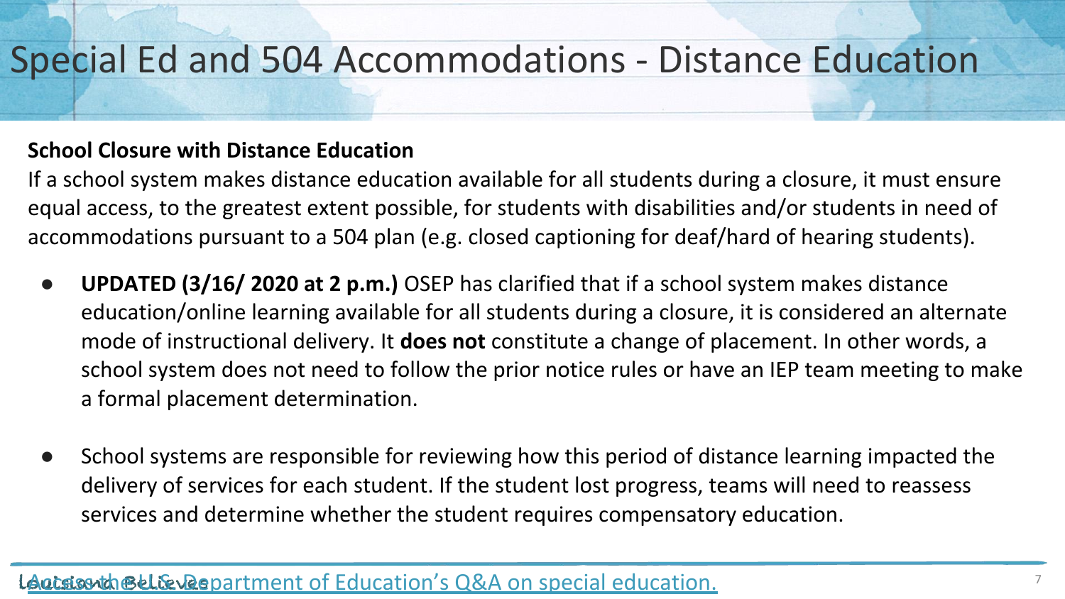# Special Ed and 504 Accommodations - Distance Education

**School Closure with Distance Education**

If a school system makes distance education available for all students during a closure, it must ensure equal access, to the greatest extent possible, for students with disabilities and/or students in need of accommodations pursuant to a 504 plan (e.g. closed captioning for deaf/hard of hearing students).

- **UPDATED (3/16/ 2020 at 2 p.m.)** OSEP has clarified that if a school system makes distance education/online learning available for all students during a closure, it is considered an alternate mode of instructional delivery. It **does not** constitute a change of placement. In other words, a school system does not need to follow the prior notice rules or have an IEP team meeting to make a formal placement determination.

- School systems are responsible for reviewing how this period of distance learning impacted the delivery of services for each student. If the student lost progress, teams will need to reassess services and determine whether the student requires compensatory education.

Access the U.S. Department of Education's Q&A on special education.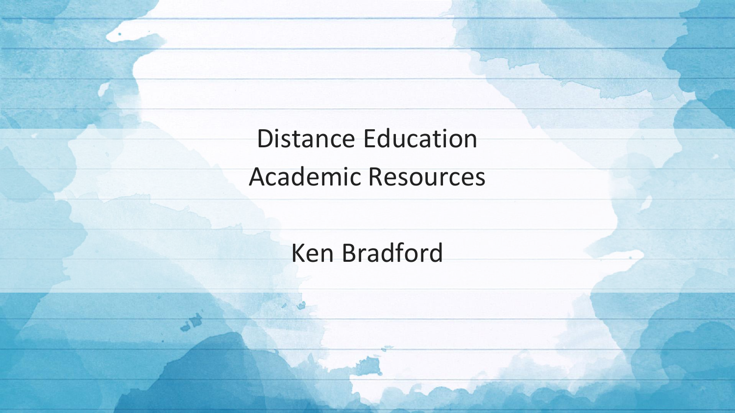# Distance Education
# Academic Resources

Ken Bradford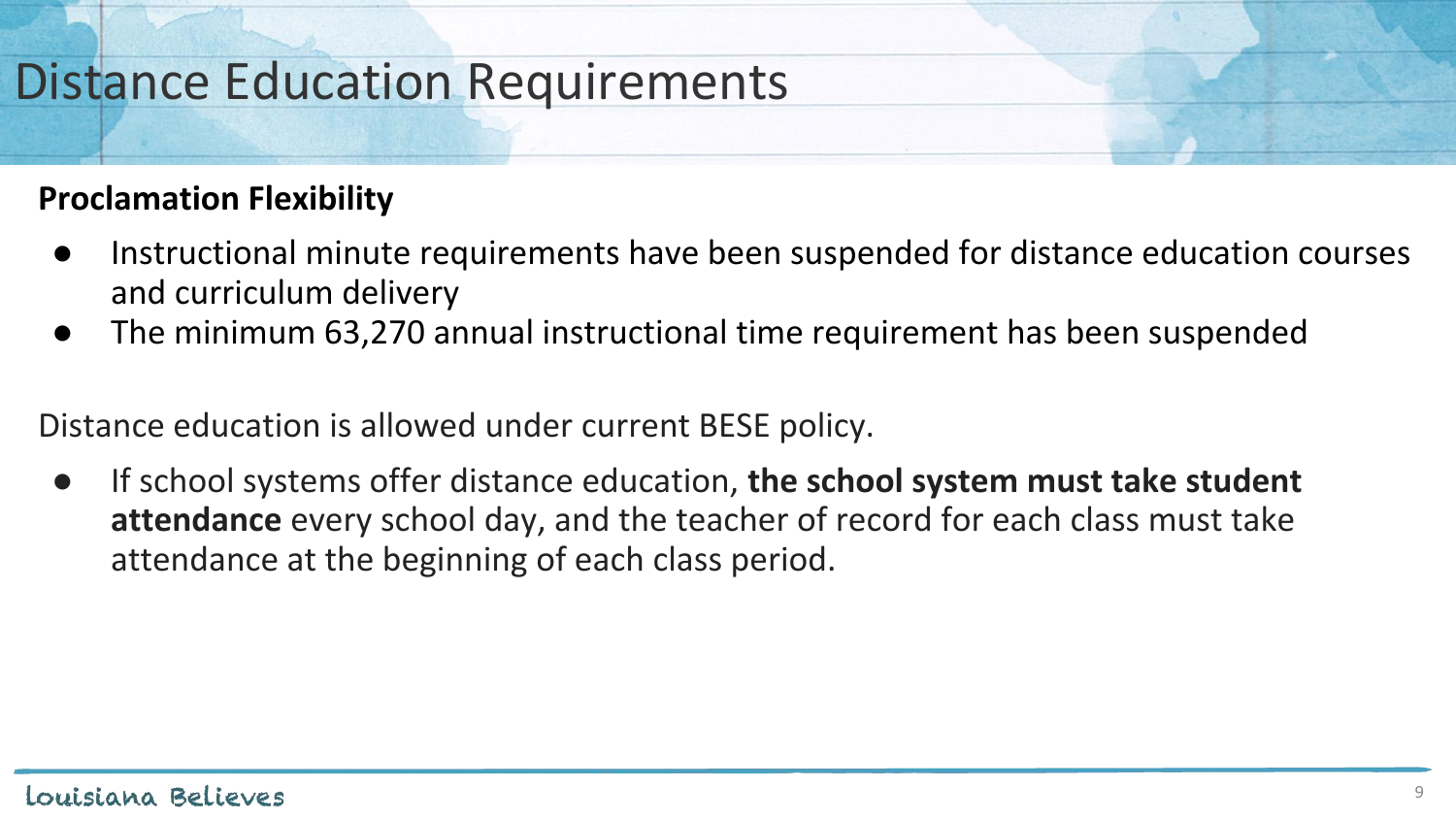# Distance Education Requirements

**Proclamation Flexibility**

- Instructional minute requirements have been suspended for distance education courses and curriculum delivery
- The minimum 63,270 annual instructional time requirement has been suspended

Distance education is allowed under current BESE policy.

- If school systems offer distance education, **the school system must take student attendance** every school day, and the teacher of record for each class must take attendance at the beginning of each class period.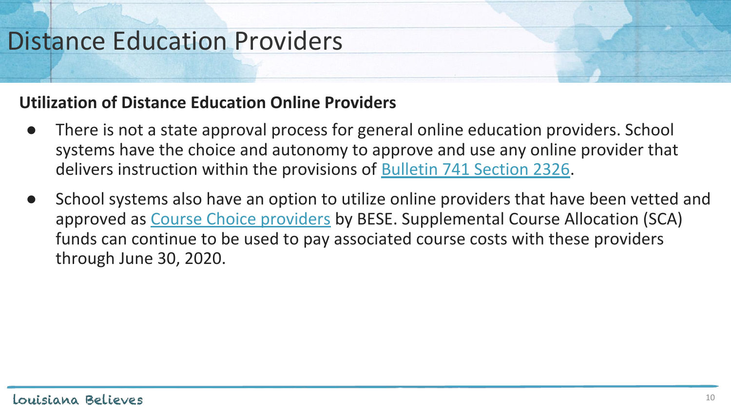# Distance Education Providers

**Utilization of Distance Education Online Providers**

- There is not a state approval process for general online education providers. School systems have the choice and autonomy to approve and use any online provider that delivers instruction within the provisions of Bulletin 741 Section 2326.
- School systems also have an option to utilize online providers that have been vetted and approved as Course Choice providers by BESE. Supplemental Course Allocation (SCA) funds can continue to be used to pay associated course costs with these providers through June 30, 2020.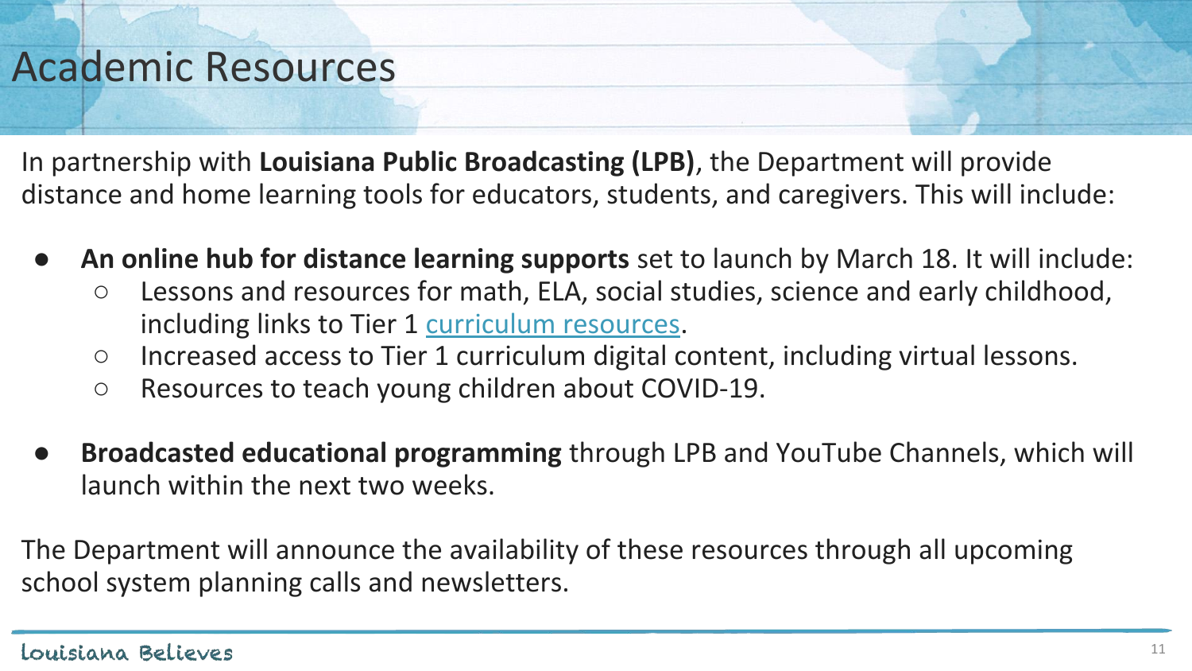# Academic Resources

In partnership with **Louisiana Public Broadcasting (LPB)**, the Department will provide distance and home learning tools for educators, students, and caregivers. This will include:

- **An online hub for distance learning supports** set to launch by March 18. It will include:
  - Lessons and resources for math, ELA, social studies, science and early childhood, including links to Tier 1 curriculum resources.
  - Increased access to Tier 1 curriculum digital content, including virtual lessons.
  - Resources to teach young children about COVID-19.

- **Broadcasted educational programming** through LPB and YouTube Channels, which will launch within the next two weeks.

The Department will announce the availability of these resources through all upcoming school system planning calls and newsletters.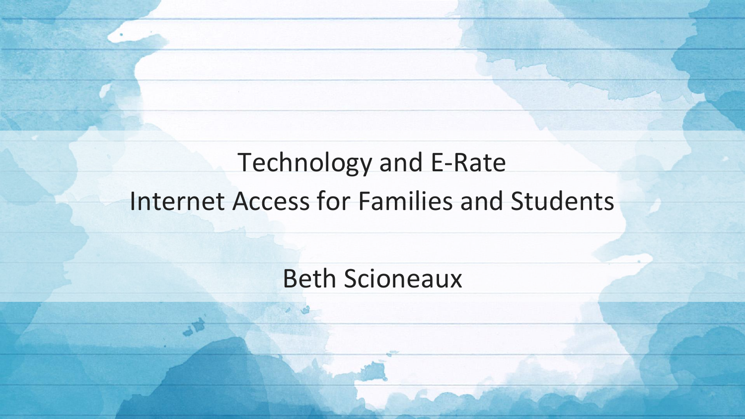# Technology and E-Rate
# Internet Access for Families and Students

Beth Scioneaux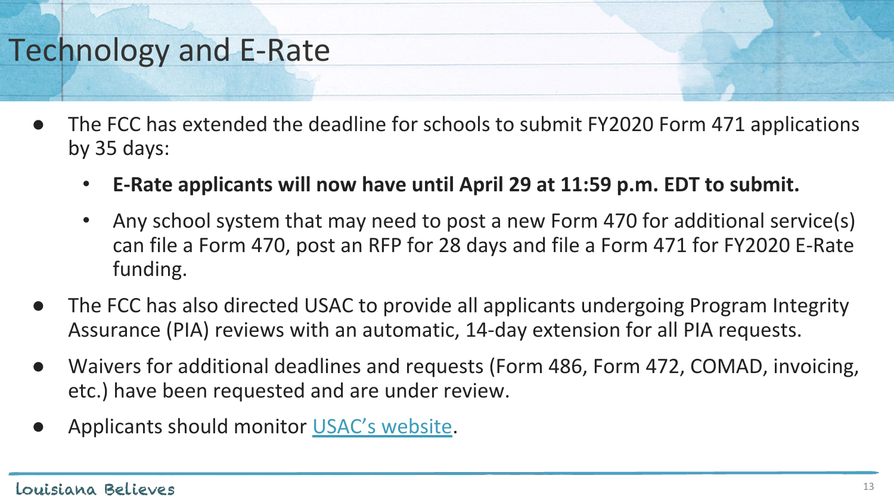# Technology and E-Rate

- The FCC has extended the deadline for schools to submit FY2020 Form 471 applications by 35 days:
  - **E-Rate applicants will now have until April 29 at 11:59 p.m. EDT to submit.**
  - Any school system that may need to post a new Form 470 for additional service(s) can file a Form 470, post an RFP for 28 days and file a Form 471 for FY2020 E-Rate funding.
- The FCC has also directed USAC to provide all applicants undergoing Program Integrity Assurance (PIA) reviews with an automatic, 14-day extension for all PIA requests.
- Waivers for additional deadlines and requests (Form 486, Form 472, COMAD, invoicing, etc.) have been requested and are under review.
- Applicants should monitor USAC's website.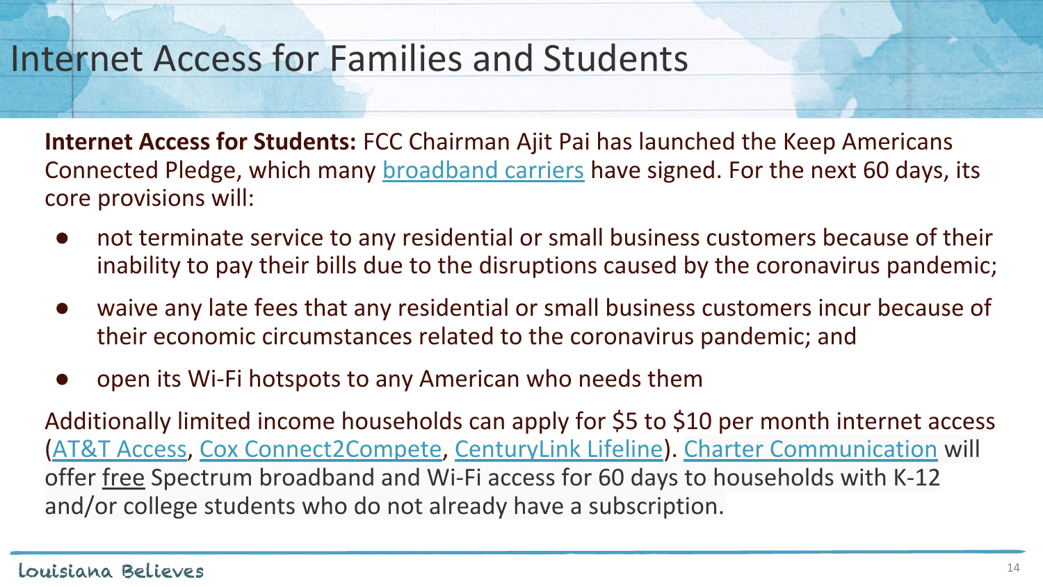# Internet Access for Families and Students

**Internet Access for Students:** FCC Chairman Ajit Pai has launched the Keep Americans Connected Pledge, which many broadband carriers have signed. For the next 60 days, its core provisions will:

- not terminate service to any residential or small business customers because of their inability to pay their bills due to the disruptions caused by the coronavirus pandemic;
- waive any late fees that any residential or small business customers incur because of their economic circumstances related to the coronavirus pandemic; and
- open its Wi-Fi hotspots to any American who needs them

Additionally limited income households can apply for $5 to $10 per month internet access (AT&T Access, Cox Connect2Compete, CenturyLink Lifeline). Charter Communication will offer free Spectrum broadband and Wi-Fi access for 60 days to households with K-12 and/or college students who do not already have a subscription.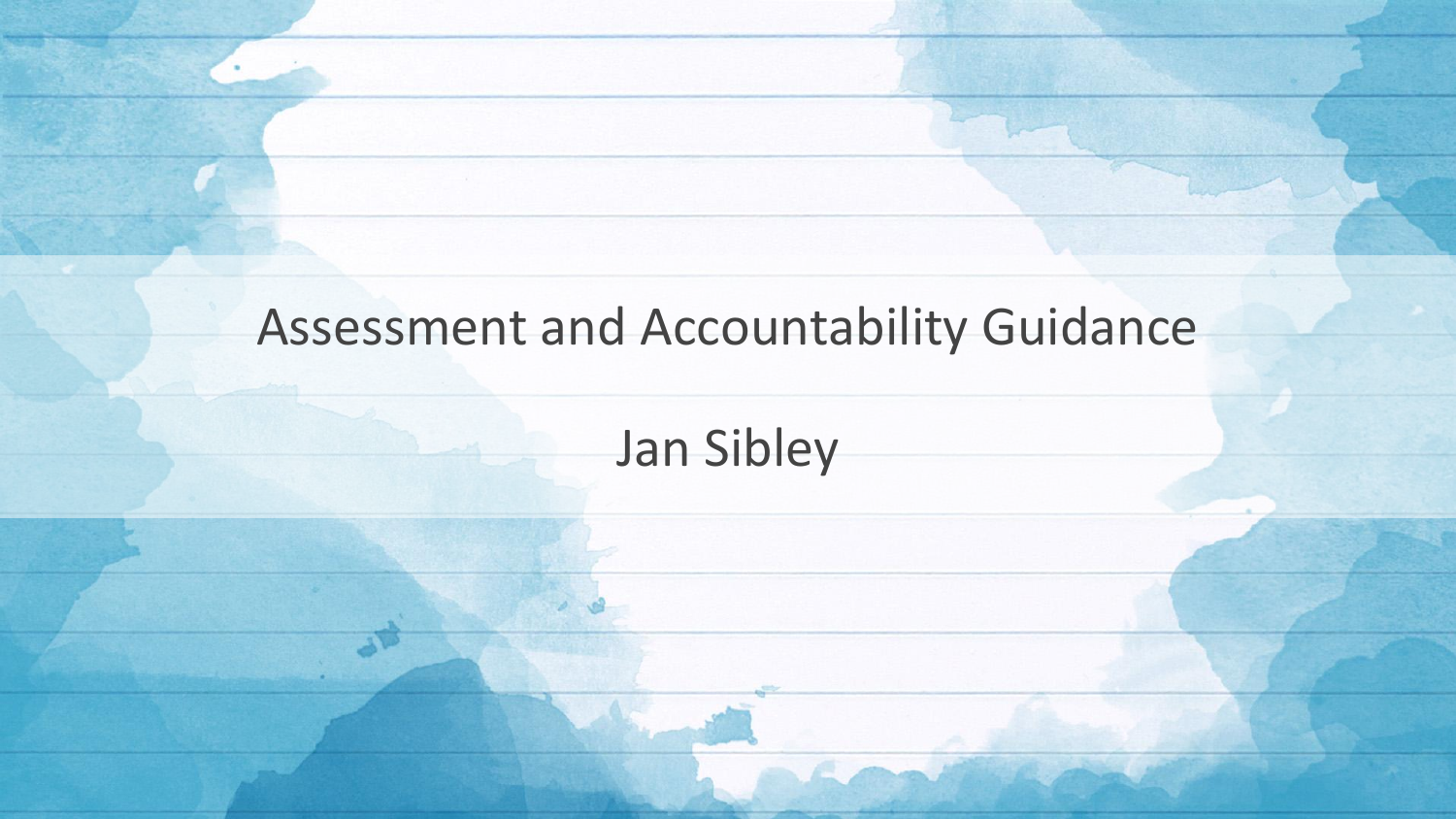# Assessment and Accountability Guidance

Jan Sibley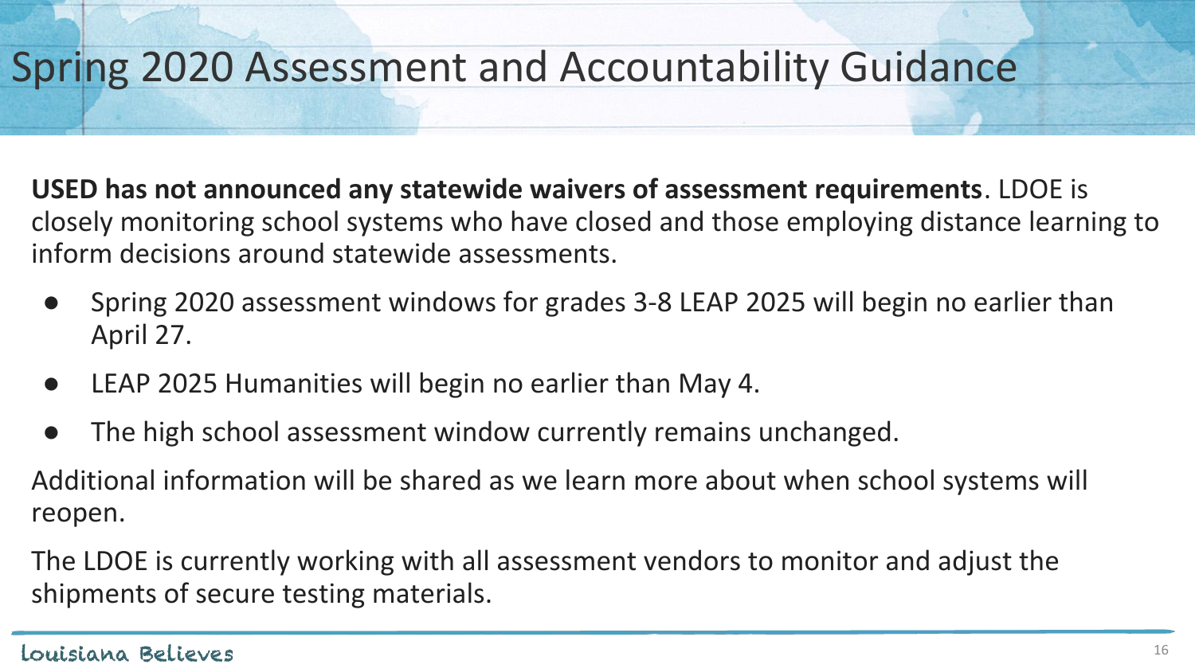# Spring 2020 Assessment and Accountability Guidance

**USED has not announced any statewide waivers of assessment requirements**. LDOE is closely monitoring school systems who have closed and those employing distance learning to inform decisions around statewide assessments.

- Spring 2020 assessment windows for grades 3-8 LEAP 2025 will begin no earlier than April 27.
- LEAP 2025 Humanities will begin no earlier than May 4.
- The high school assessment window currently remains unchanged.

Additional information will be shared as we learn more about when school systems will reopen.

The LDOE is currently working with all assessment vendors to monitor and adjust the shipments of secure testing materials.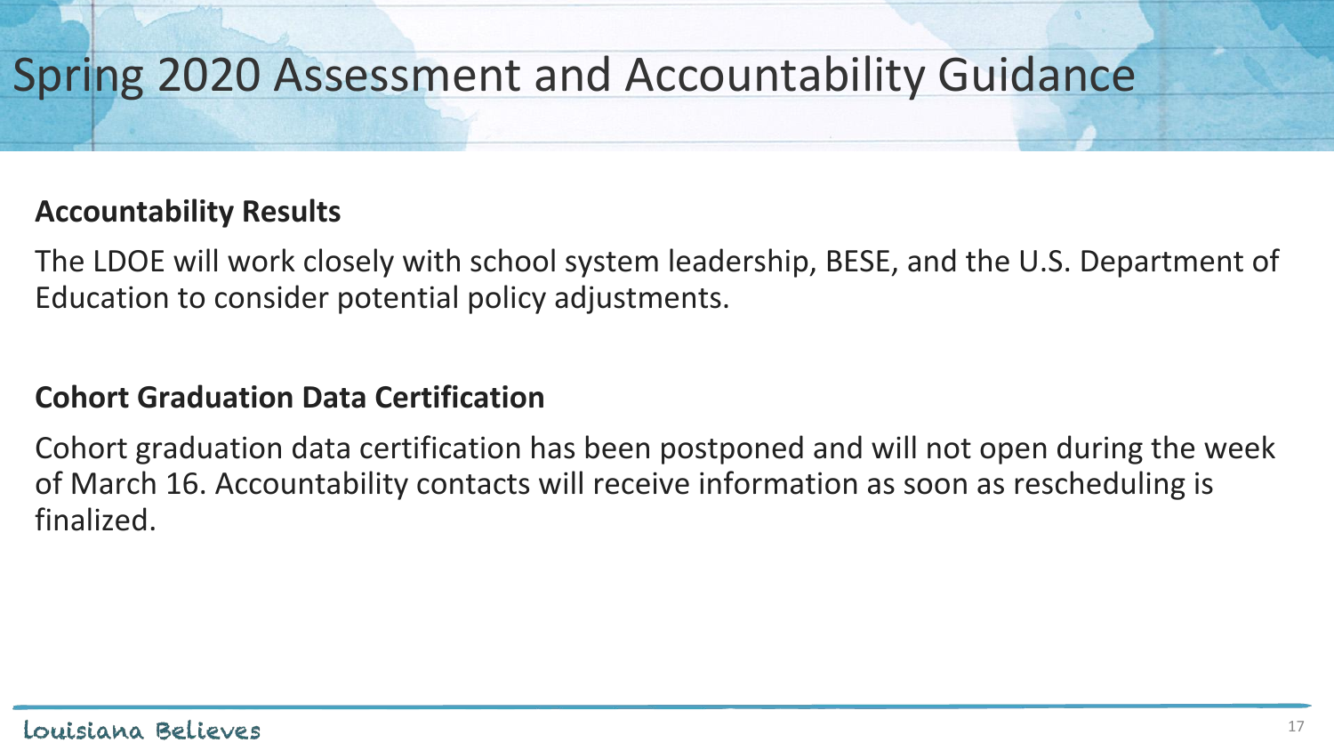# Spring 2020 Assessment and Accountability Guidance

**Accountability Results**

The LDOE will work closely with school system leadership, BESE, and the U.S. Department of Education to consider potential policy adjustments.

**Cohort Graduation Data Certification**

Cohort graduation data certification has been postponed and will not open during the week of March 16. Accountability contacts will receive information as soon as rescheduling is finalized.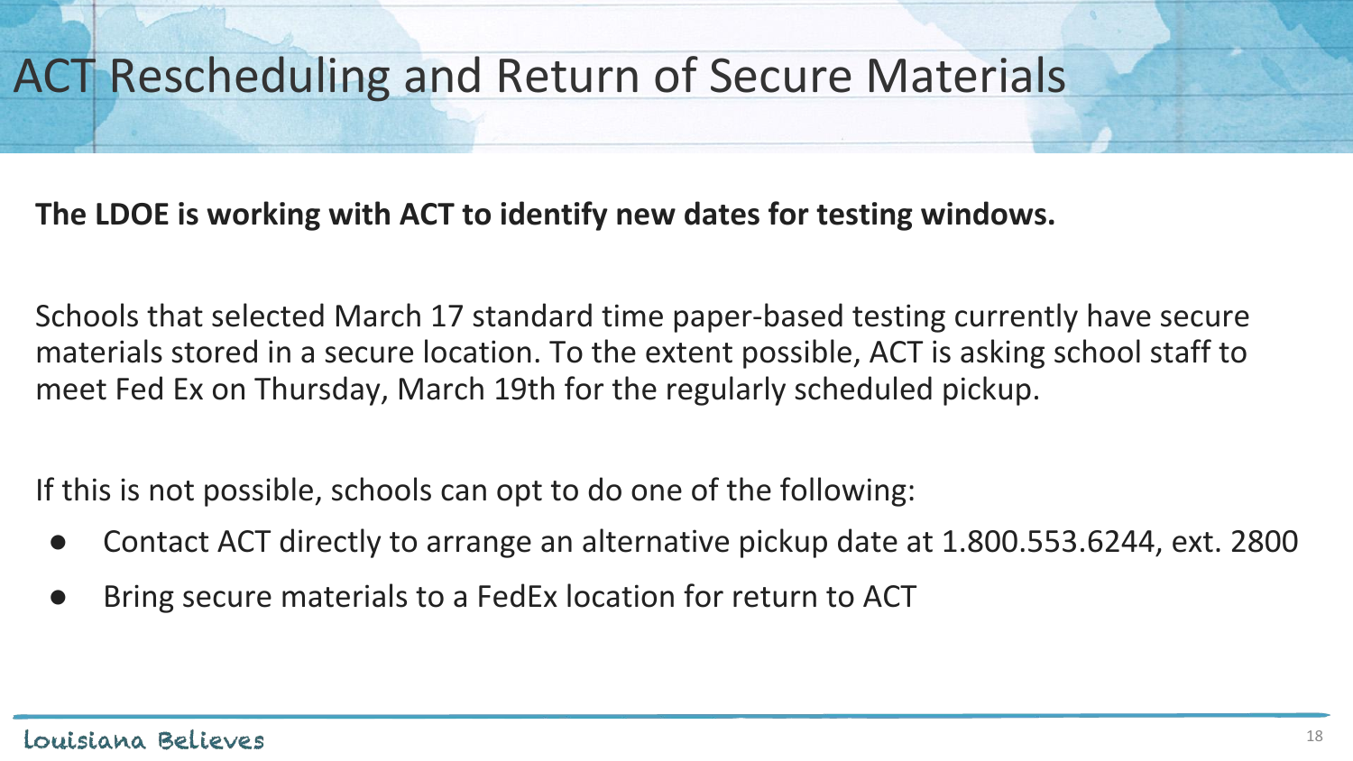# ACT Rescheduling and Return of Secure Materials

**The LDOE is working with ACT to identify new dates for testing windows.**

Schools that selected March 17 standard time paper-based testing currently have secure materials stored in a secure location. To the extent possible, ACT is asking school staff to meet Fed Ex on Thursday, March 19th for the regularly scheduled pickup.

If this is not possible, schools can opt to do one of the following:

- Contact ACT directly to arrange an alternative pickup date at 1.800.553.6244, ext. 2800
- Bring secure materials to a FedEx location for return to ACT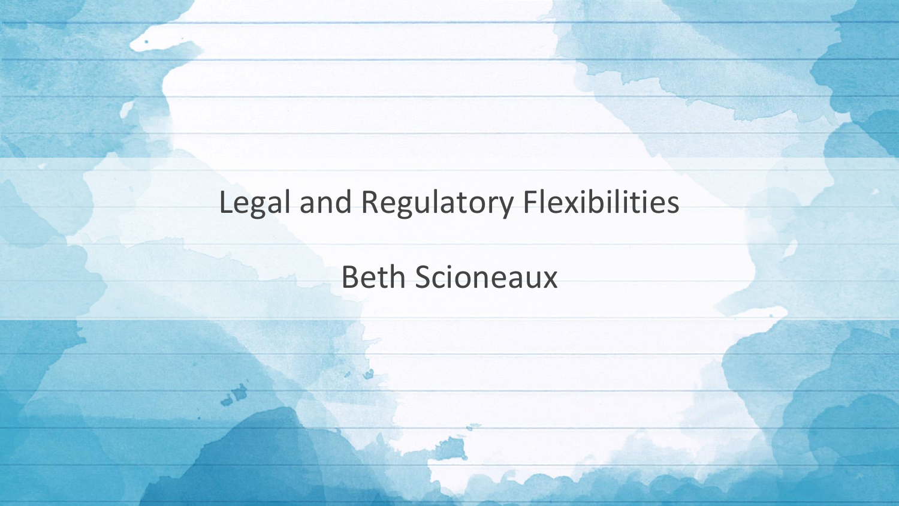# Legal and Regulatory Flexibilities

Beth Scioneaux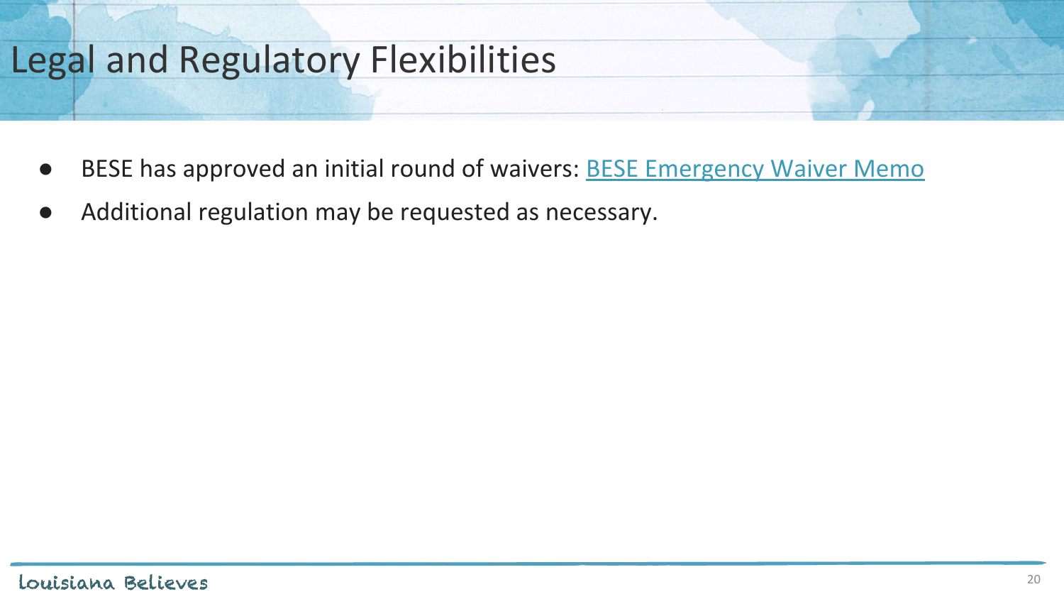# Legal and Regulatory Flexibilities

- BESE has approved an initial round of waivers: BESE Emergency Waiver Memo
- Additional regulation may be requested as necessary.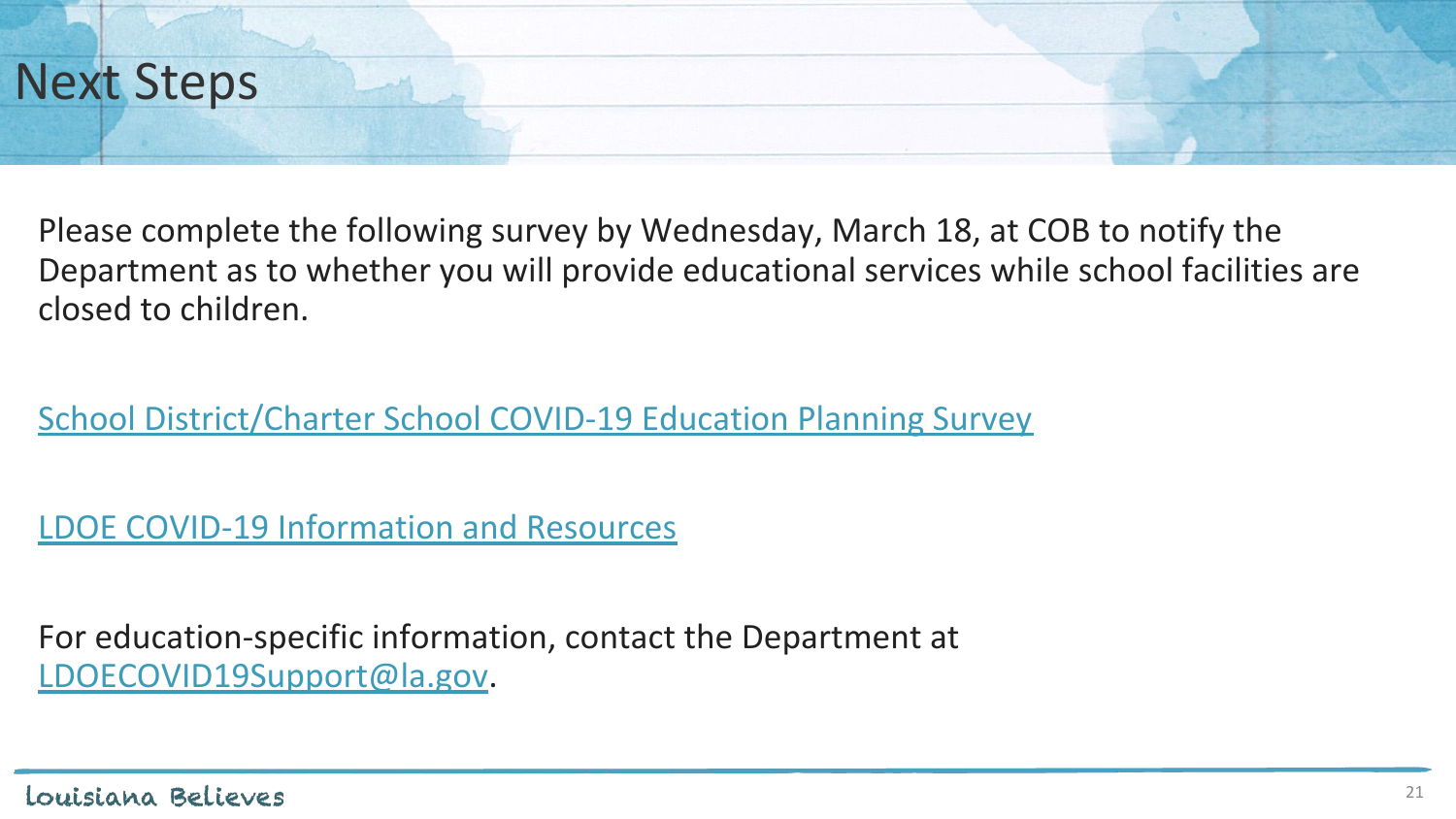# Next Steps

Please complete the following survey by Wednesday, March 18, at COB to notify the Department as to whether you will provide educational services while school facilities are closed to children.

School District/Charter School COVID-19 Education Planning Survey

LDOE COVID-19 Information and Resources

For education-specific information, contact the Department at LDOECOVID19Support@la.gov.